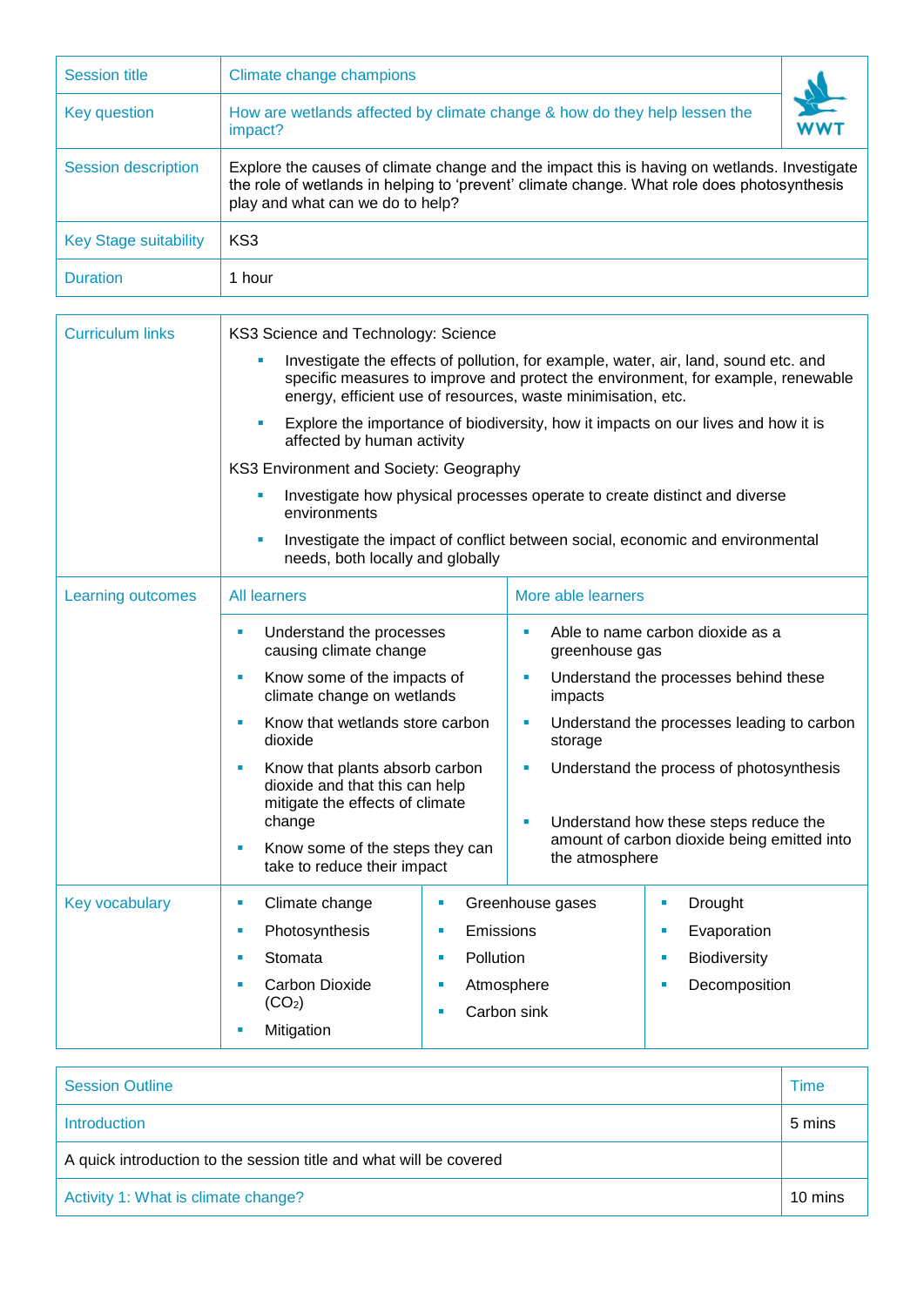| Session title | Climate change champions |
|---|---|
| Key question | How are wetlands affected by climate change & how do they help lessen the impact? |
| Session description | Explore the causes of climate change and the impact this is having on wetlands. Investigate the role of wetlands in helping to 'prevent' climate change. What role does photosynthesis play and what can we do to help? |
| Key Stage suitability | KS3 |
| Duration | 1 hour |

**Curriculum links**

KS3 Science and Technology: Science

- Investigate the effects of pollution, for example, water, air, land, sound etc. and specific measures to improve and protect the environment, for example, renewable energy, efficient use of resources, waste minimisation, etc.
- Explore the importance of biodiversity, how it impacts on our lives and how it is affected by human activity

KS3 Environment and Society: Geography

- Investigate how physical processes operate to create distinct and diverse environments
- Investigate the impact of conflict between social, economic and environmental needs, both locally and globally

**Learning outcomes**

| All learners | More able learners |
|---|---|
| Understand the processes causing climate change | Able to name carbon dioxide as a greenhouse gas |
| Know some of the impacts of climate change on wetlands | Understand the processes behind these impacts |
| Know that wetlands store carbon dioxide | Understand the processes leading to carbon storage |
| Know that plants absorb carbon dioxide and that this can help mitigate the effects of climate change | Understand the process of photosynthesis |
| Know some of the steps they can take to reduce their impact | Understand how these steps reduce the amount of carbon dioxide being emitted into the atmosphere |

**Key vocabulary**

| | | |
|---|---|---|
| Climate change | Greenhouse gases | Drought |
| Photosynthesis | Emissions | Evaporation |
| Stomata | Pollution | Biodiversity |
| Carbon Dioxide ($CO_2$) | Atmosphere | Decomposition |
| Mitigation | Carbon sink | |

| Session Outline | Time |
|---|---|
| Introduction | 5 mins |
| A quick introduction to the session title and what will be covered | |
| Activity 1: What is climate change? | 10 mins |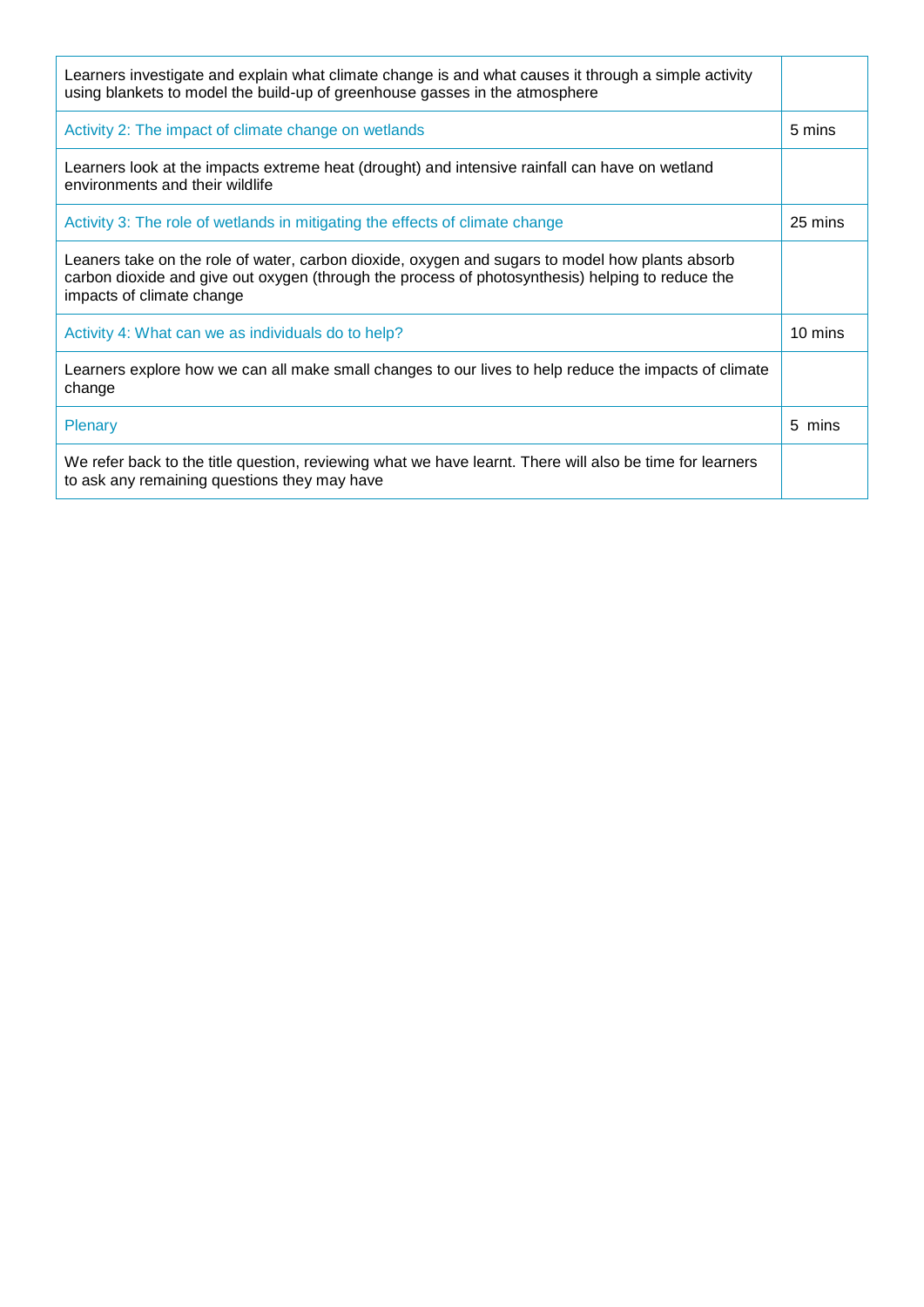| | |
|---|---|
| Learners investigate and explain what climate change is and what causes it through a simple activity using blankets to model the build-up of greenhouse gasses in the atmosphere | |
| Activity 2: The impact of climate change on wetlands | 5 mins |
| Learners look at the impacts extreme heat (drought) and intensive rainfall can have on wetland environments and their wildlife | |
| Activity 3: The role of wetlands in mitigating the effects of climate change | 25 mins |
| Leaners take on the role of water, carbon dioxide, oxygen and sugars to model how plants absorb carbon dioxide and give out oxygen (through the process of photosynthesis) helping to reduce the impacts of climate change | |
| Activity 4: What can we as individuals do to help? | 10 mins |
| Learners explore how we can all make small changes to our lives to help reduce the impacts of climate change | |
| Plenary | 5 mins |
| We refer back to the title question, reviewing what we have learnt. There will also be time for learners to ask any remaining questions they may have | |